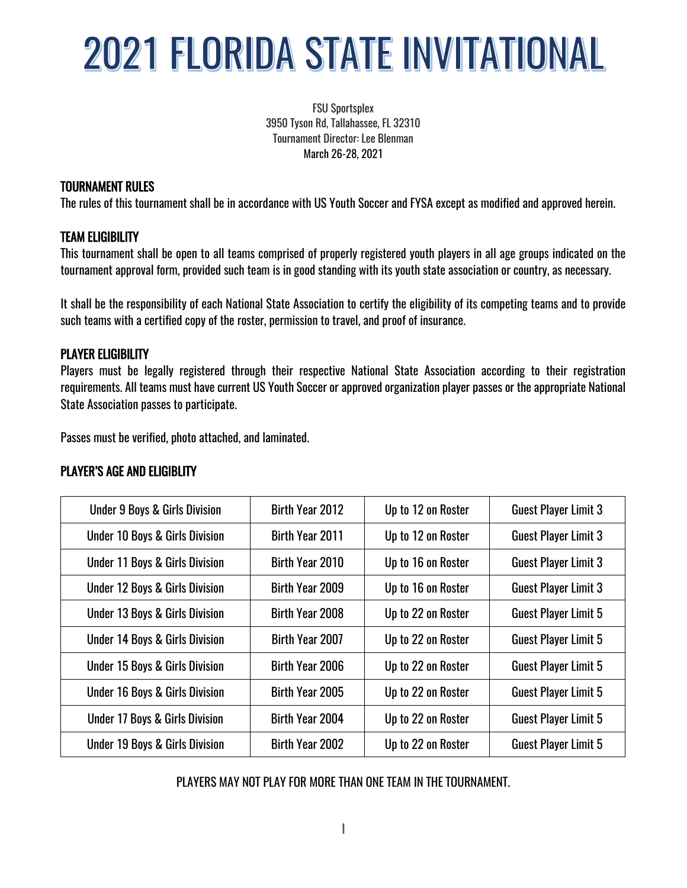# 2021 FLORIDA STATE INVITATIONAL

FSU Sportsplex
3950 Tyson Rd, Tallahassee, FL 32310
Tournament Director: Lee Blenman
March 26-28, 2021

## TOURNAMENT RULES

The rules of this tournament shall be in accordance with US Youth Soccer and FYSA except as modified and approved herein.

## TEAM ELIGIBILITY

This tournament shall be open to all teams comprised of properly registered youth players in all age groups indicated on the tournament approval form, provided such team is in good standing with its youth state association or country, as necessary.

It shall be the responsibility of each National State Association to certify the eligibility of its competing teams and to provide such teams with a certified copy of the roster, permission to travel, and proof of insurance.

## PLAYER ELIGIBILITY

Players must be legally registered through their respective National State Association according to their registration requirements. All teams must have current US Youth Soccer or approved organization player passes or the appropriate National State Association passes to participate.

Passes must be verified, photo attached, and laminated.

## PLAYER'S AGE AND ELIGIBLITY

| Under 9 Boys & Girls Division | Birth Year 2012 | Up to 12 on Roster | Guest Player Limit 3 |
|---|---|---|---|
| Under 10 Boys & Girls Division | Birth Year 2011 | Up to 12 on Roster | Guest Player Limit 3 |
| Under 11 Boys & Girls Division | Birth Year 2010 | Up to 16 on Roster | Guest Player Limit 3 |
| Under 12 Boys & Girls Division | Birth Year 2009 | Up to 16 on Roster | Guest Player Limit 3 |
| Under 13 Boys & Girls Division | Birth Year 2008 | Up to 22 on Roster | Guest Player Limit 5 |
| Under 14 Boys & Girls Division | Birth Year 2007 | Up to 22 on Roster | Guest Player Limit 5 |
| Under 15 Boys & Girls Division | Birth Year 2006 | Up to 22 on Roster | Guest Player Limit 5 |
| Under 16 Boys & Girls Division | Birth Year 2005 | Up to 22 on Roster | Guest Player Limit 5 |
| Under 17 Boys & Girls Division | Birth Year 2004 | Up to 22 on Roster | Guest Player Limit 5 |
| Under 19 Boys & Girls Division | Birth Year 2002 | Up to 22 on Roster | Guest Player Limit 5 |

PLAYERS MAY NOT PLAY FOR MORE THAN ONE TEAM IN THE TOURNAMENT.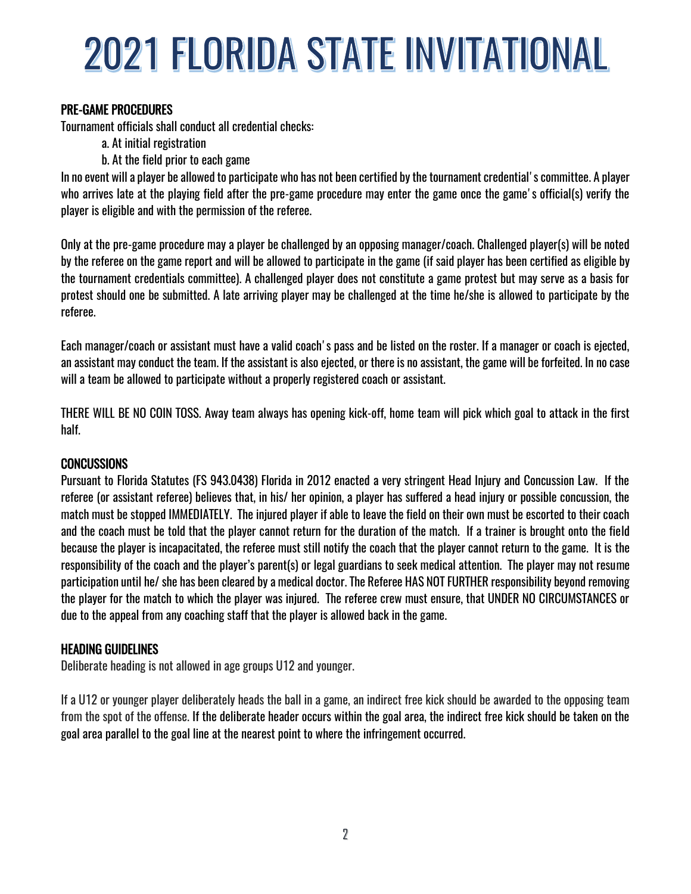# 2021 FLORIDA STATE INVITATIONAL

## PRE-GAME PROCEDURES

Tournament officials shall conduct all credential checks:

a. At initial registration
b. At the field prior to each game

In no event will a player be allowed to participate who has not been certified by the tournament credential's committee. A player who arrives late at the playing field after the pre-game procedure may enter the game once the game's official(s) verify the player is eligible and with the permission of the referee.

Only at the pre-game procedure may a player be challenged by an opposing manager/coach. Challenged player(s) will be noted by the referee on the game report and will be allowed to participate in the game (if said player has been certified as eligible by the tournament credentials committee). A challenged player does not constitute a game protest but may serve as a basis for protest should one be submitted. A late arriving player may be challenged at the time he/she is allowed to participate by the referee.

Each manager/coach or assistant must have a valid coach's pass and be listed on the roster. If a manager or coach is ejected, an assistant may conduct the team. If the assistant is also ejected, or there is no assistant, the game will be forfeited. In no case will a team be allowed to participate without a properly registered coach or assistant.

THERE WILL BE NO COIN TOSS. Away team always has opening kick-off, home team will pick which goal to attack in the first half.

## CONCUSSIONS

Pursuant to Florida Statutes (FS 943.0438) Florida in 2012 enacted a very stringent Head Injury and Concussion Law. If the referee (or assistant referee) believes that, in his/ her opinion, a player has suffered a head injury or possible concussion, the match must be stopped IMMEDIATELY. The injured player if able to leave the field on their own must be escorted to their coach and the coach must be told that the player cannot return for the duration of the match. If a trainer is brought onto the field because the player is incapacitated, the referee must still notify the coach that the player cannot return to the game. It is the responsibility of the coach and the player's parent(s) or legal guardians to seek medical attention. The player may not resume participation until he/ she has been cleared by a medical doctor. The Referee HAS NOT FURTHER responsibility beyond removing the player for the match to which the player was injured. The referee crew must ensure, that UNDER NO CIRCUMSTANCES or due to the appeal from any coaching staff that the player is allowed back in the game.

## HEADING GUIDELINES

Deliberate heading is not allowed in age groups U12 and younger.

If a U12 or younger player deliberately heads the ball in a game, an indirect free kick should be awarded to the opposing team from the spot of the offense. If the deliberate header occurs within the goal area, the indirect free kick should be taken on the goal area parallel to the goal line at the nearest point to where the infringement occurred.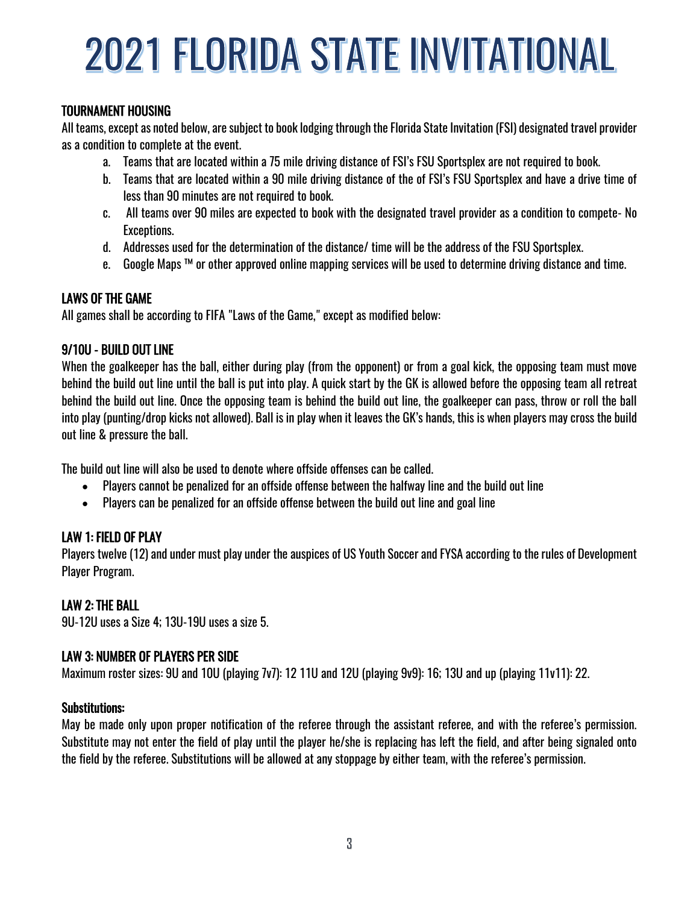# 2021 FLORIDA STATE INVITATIONAL

## TOURNAMENT HOUSING

All teams, except as noted below, are subject to book lodging through the Florida State Invitation (FSI) designated travel provider as a condition to complete at the event.

a. Teams that are located within a 75 mile driving distance of FSI's FSU Sportsplex are not required to book.
b. Teams that are located within a 90 mile driving distance of the of FSI's FSU Sportsplex and have a drive time of less than 90 minutes are not required to book.
c. All teams over 90 miles are expected to book with the designated travel provider as a condition to compete- No Exceptions.
d. Addresses used for the determination of the distance/ time will be the address of the FSU Sportsplex.
e. Google Maps ™ or other approved online mapping services will be used to determine driving distance and time.

## LAWS OF THE GAME

All games shall be according to FIFA "Laws of the Game," except as modified below:

## 9/10U - BUILD OUT LINE

When the goalkeeper has the ball, either during play (from the opponent) or from a goal kick, the opposing team must move behind the build out line until the ball is put into play. A quick start by the GK is allowed before the opposing team all retreat behind the build out line. Once the opposing team is behind the build out line, the goalkeeper can pass, throw or roll the ball into play (punting/drop kicks not allowed). Ball is in play when it leaves the GK's hands, this is when players may cross the build out line & pressure the ball.

The build out line will also be used to denote where offside offenses can be called.

- Players cannot be penalized for an offside offense between the halfway line and the build out line
- Players can be penalized for an offside offense between the build out line and goal line

## LAW 1: FIELD OF PLAY

Players twelve (12) and under must play under the auspices of US Youth Soccer and FYSA according to the rules of Development Player Program.

## LAW 2: THE BALL

9U-12U uses a Size 4; 13U-19U uses a size 5.

## LAW 3: NUMBER OF PLAYERS PER SIDE

Maximum roster sizes: 9U and 10U (playing 7v7): 12 11U and 12U (playing 9v9): 16; 13U and up (playing 11v11): 22.

### Substitutions:

May be made only upon proper notification of the referee through the assistant referee, and with the referee's permission. Substitute may not enter the field of play until the player he/she is replacing has left the field, and after being signaled onto the field by the referee. Substitutions will be allowed at any stoppage by either team, with the referee's permission.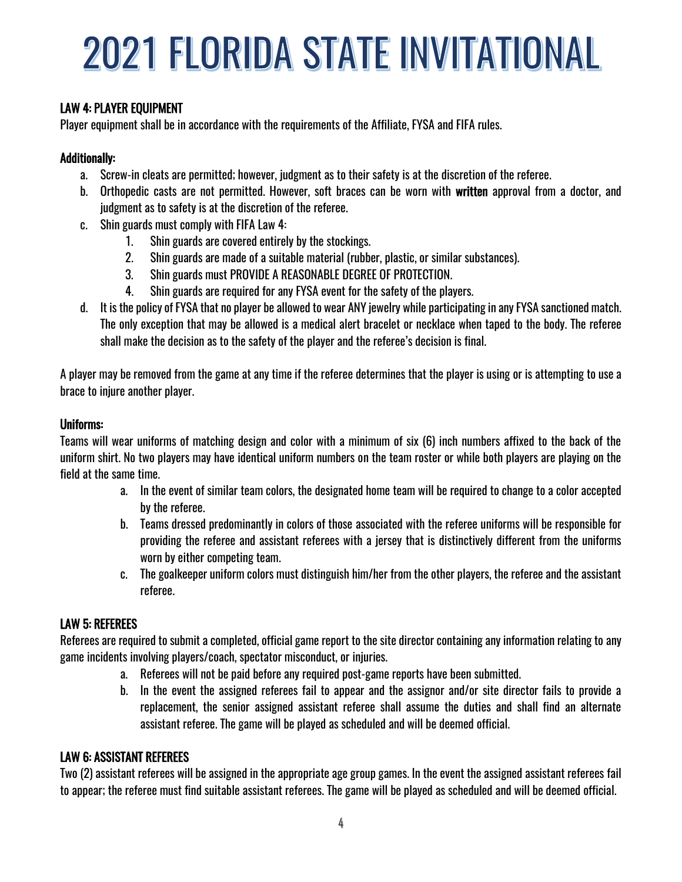# 2021 FLORIDA STATE INVITATIONAL

## LAW 4: PLAYER EQUIPMENT

Player equipment shall be in accordance with the requirements of the Affiliate, FYSA and FIFA rules.

**Additionally:**

a. Screw-in cleats are permitted; however, judgment as to their safety is at the discretion of the referee.
b. Orthopedic casts are not permitted. However, soft braces can be worn with **written** approval from a doctor, and judgment as to safety is at the discretion of the referee.
c. Shin guards must comply with FIFA Law 4:
    1. Shin guards are covered entirely by the stockings.
    2. Shin guards are made of a suitable material (rubber, plastic, or similar substances).
    3. Shin guards must PROVIDE A REASONABLE DEGREE OF PROTECTION.
    4. Shin guards are required for any FYSA event for the safety of the players.
d. It is the policy of FYSA that no player be allowed to wear ANY jewelry while participating in any FYSA sanctioned match. The only exception that may be allowed is a medical alert bracelet or necklace when taped to the body. The referee shall make the decision as to the safety of the player and the referee's decision is final.

A player may be removed from the game at any time if the referee determines that the player is using or is attempting to use a brace to injure another player.

**Uniforms:**

Teams will wear uniforms of matching design and color with a minimum of six (6) inch numbers affixed to the back of the uniform shirt. No two players may have identical uniform numbers on the team roster or while both players are playing on the field at the same time.

a. In the event of similar team colors, the designated home team will be required to change to a color accepted by the referee.
b. Teams dressed predominantly in colors of those associated with the referee uniforms will be responsible for providing the referee and assistant referees with a jersey that is distinctively different from the uniforms worn by either competing team.
c. The goalkeeper uniform colors must distinguish him/her from the other players, the referee and the assistant referee.

## LAW 5: REFEREES

Referees are required to submit a completed, official game report to the site director containing any information relating to any game incidents involving players/coach, spectator misconduct, or injuries.

a. Referees will not be paid before any required post-game reports have been submitted.
b. In the event the assigned referees fail to appear and the assignor and/or site director fails to provide a replacement, the senior assigned assistant referee shall assume the duties and shall find an alternate assistant referee. The game will be played as scheduled and will be deemed official.

## LAW 6: ASSISTANT REFEREES

Two (2) assistant referees will be assigned in the appropriate age group games. In the event the assigned assistant referees fail to appear; the referee must find suitable assistant referees. The game will be played as scheduled and will be deemed official.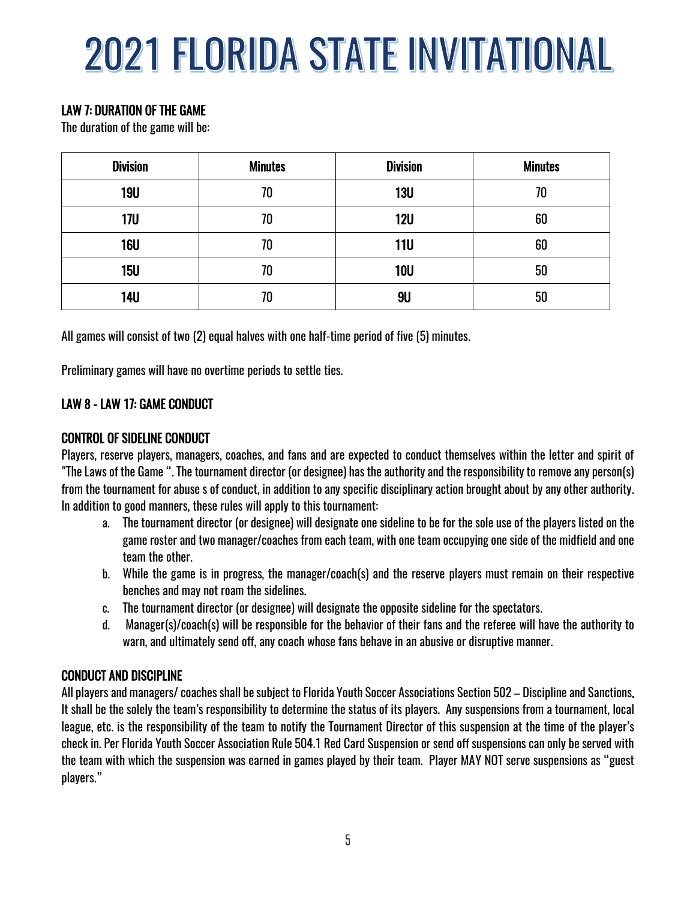# 2021 FLORIDA STATE INVITATIONAL

## LAW 7: DURATION OF THE GAME

The duration of the game will be:

| Division | Minutes | Division | Minutes |
|---|---|---|---|
| **19U** | 70 | **13U** | 70 |
| **17U** | 70 | **12U** | 60 |
| **16U** | 70 | **11U** | 60 |
| **15U** | 70 | **10U** | 50 |
| **14U** | 70 | **9U** | 50 |

All games will consist of two (2) equal halves with one half-time period of five (5) minutes.

Preliminary games will have no overtime periods to settle ties.

## LAW 8 - LAW 17: GAME CONDUCT

### CONTROL OF SIDELINE CONDUCT

Players, reserve players, managers, coaches, and fans and are expected to conduct themselves within the letter and spirit of "The Laws of the Game ". The tournament director (or designee) has the authority and the responsibility to remove any person(s) from the tournament for abuse s of conduct, in addition to any specific disciplinary action brought about by any other authority. In addition to good manners, these rules will apply to this tournament:

a. The tournament director (or designee) will designate one sideline to be for the sole use of the players listed on the game roster and two manager/coaches from each team, with one team occupying one side of the midfield and one team the other.
b. While the game is in progress, the manager/coach(s) and the reserve players must remain on their respective benches and may not roam the sidelines.
c. The tournament director (or designee) will designate the opposite sideline for the spectators.
d. Manager(s)/coach(s) will be responsible for the behavior of their fans and the referee will have the authority to warn, and ultimately send off, any coach whose fans behave in an abusive or disruptive manner.

### CONDUCT AND DISCIPLINE

All players and managers/ coaches shall be subject to Florida Youth Soccer Associations Section 502 – Discipline and Sanctions. It shall be the solely the team's responsibility to determine the status of its players. Any suspensions from a tournament, local league, etc. is the responsibility of the team to notify the Tournament Director of this suspension at the time of the player's check in. Per Florida Youth Soccer Association Rule 504.1 Red Card Suspension or send off suspensions can only be served with the team with which the suspension was earned in games played by their team. Player MAY NOT serve suspensions as "guest players."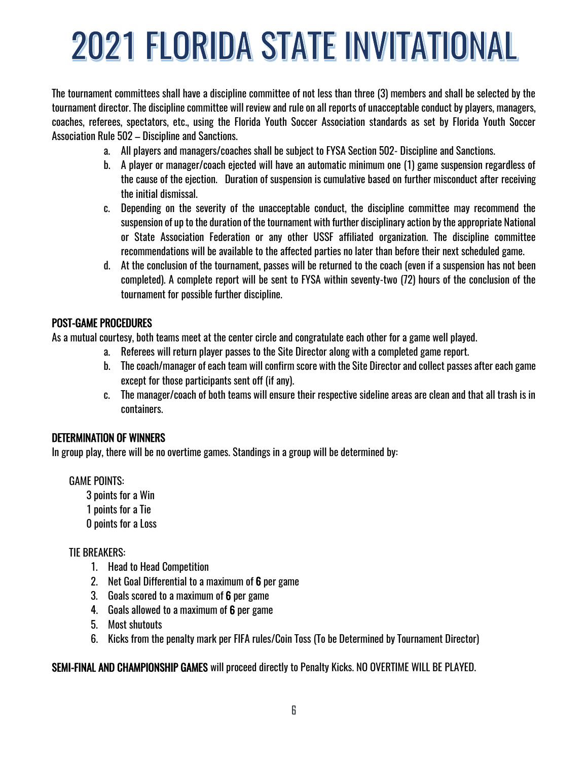# 2021 FLORIDA STATE INVITATIONAL

The tournament committees shall have a discipline committee of not less than three (3) members and shall be selected by the tournament director. The discipline committee will review and rule on all reports of unacceptable conduct by players, managers, coaches, referees, spectators, etc., using the Florida Youth Soccer Association standards as set by Florida Youth Soccer Association Rule 502 – Discipline and Sanctions.

a. All players and managers/coaches shall be subject to FYSA Section 502- Discipline and Sanctions.
b. A player or manager/coach ejected will have an automatic minimum one (1) game suspension regardless of the cause of the ejection. Duration of suspension is cumulative based on further misconduct after receiving the initial dismissal.
c. Depending on the severity of the unacceptable conduct, the discipline committee may recommend the suspension of up to the duration of the tournament with further disciplinary action by the appropriate National or State Association Federation or any other USSF affiliated organization. The discipline committee recommendations will be available to the affected parties no later than before their next scheduled game.
d. At the conclusion of the tournament, passes will be returned to the coach (even if a suspension has not been completed). A complete report will be sent to FYSA within seventy-two (72) hours of the conclusion of the tournament for possible further discipline.

## POST-GAME PROCEDURES

As a mutual courtesy, both teams meet at the center circle and congratulate each other for a game well played.

a. Referees will return player passes to the Site Director along with a completed game report.
b. The coach/manager of each team will confirm score with the Site Director and collect passes after each game except for those participants sent off (if any).
c. The manager/coach of both teams will ensure their respective sideline areas are clean and that all trash is in containers.

## DETERMINATION OF WINNERS

In group play, there will be no overtime games. Standings in a group will be determined by:

GAME POINTS:

3 points for a Win
1 points for a Tie
0 points for a Loss

TIE BREAKERS:

1. Head to Head Competition
2. Net Goal Differential to a maximum of **6** per game
3. Goals scored to a maximum of **6** per game
4. Goals allowed to a maximum of **6** per game
5. Most shutouts
6. Kicks from the penalty mark per FIFA rules/Coin Toss (To be Determined by Tournament Director)

**SEMI-FINAL AND CHAMPIONSHIP GAMES** will proceed directly to Penalty Kicks. NO OVERTIME WILL BE PLAYED.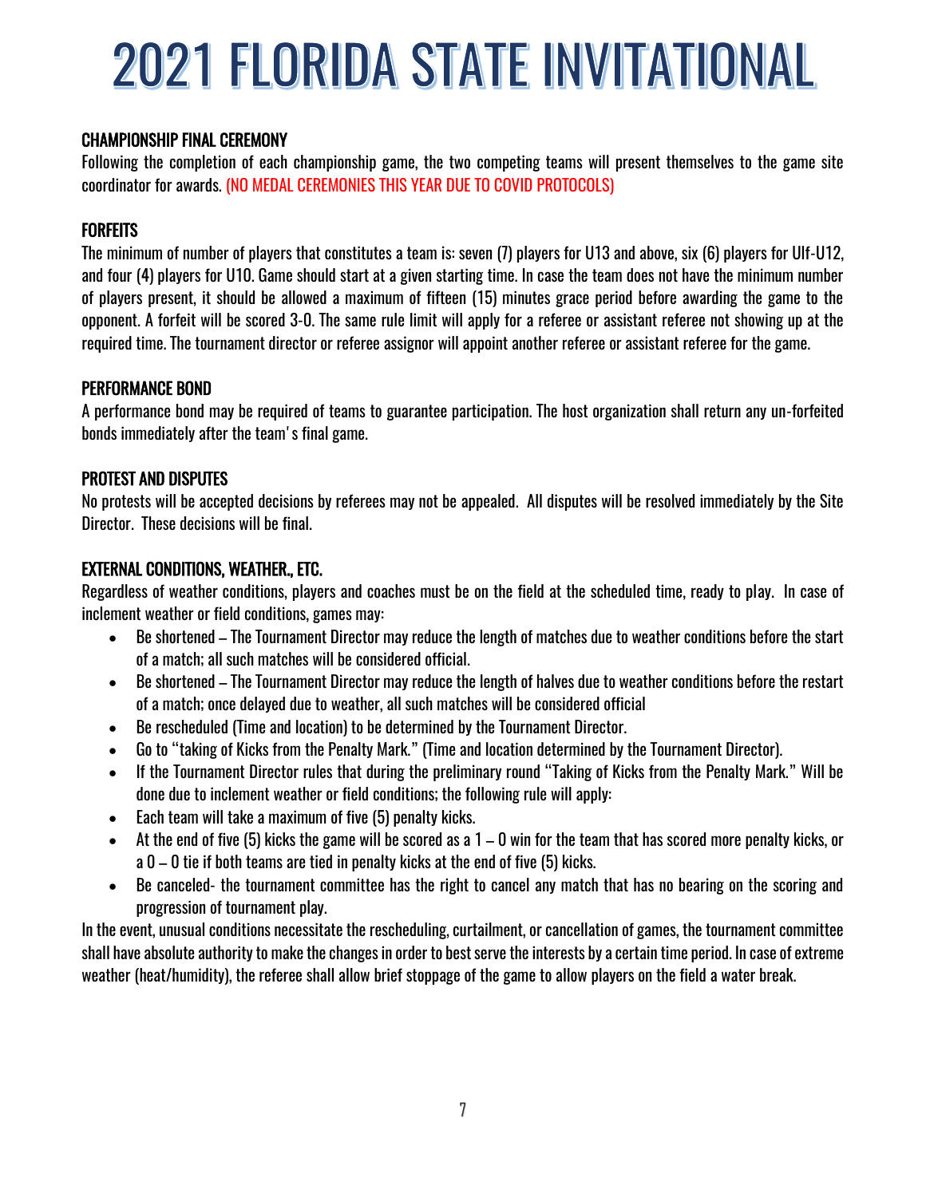# 2021 FLORIDA STATE INVITATIONAL

## CHAMPIONSHIP FINAL CEREMONY

Following the completion of each championship game, the two competing teams will present themselves to the game site coordinator for awards. (NO MEDAL CEREMONIES THIS YEAR DUE TO COVID PROTOCOLS)

## FORFEITS

The minimum of number of players that constitutes a team is: seven (7) players for U13 and above, six (6) players for Ulf-U12, and four (4) players for U10. Game should start at a given starting time. In case the team does not have the minimum number of players present, it should be allowed a maximum of fifteen (15) minutes grace period before awarding the game to the opponent. A forfeit will be scored 3-0. The same rule limit will apply for a referee or assistant referee not showing up at the required time. The tournament director or referee assignor will appoint another referee or assistant referee for the game.

## PERFORMANCE BOND

A performance bond may be required of teams to guarantee participation. The host organization shall return any un-forfeited bonds immediately after the team' s final game.

## PROTEST AND DISPUTES

No protests will be accepted decisions by referees may not be appealed. All disputes will be resolved immediately by the Site Director. These decisions will be final.

## EXTERNAL CONDITIONS, WEATHER., ETC.

Regardless of weather conditions, players and coaches must be on the field at the scheduled time, ready to play. In case of inclement weather or field conditions, games may:

- Be shortened – The Tournament Director may reduce the length of matches due to weather conditions before the start of a match; all such matches will be considered official.
- Be shortened – The Tournament Director may reduce the length of halves due to weather conditions before the restart of a match; once delayed due to weather, all such matches will be considered official
- Be rescheduled (Time and location) to be determined by the Tournament Director.
- Go to "taking of Kicks from the Penalty Mark." (Time and location determined by the Tournament Director).
- If the Tournament Director rules that during the preliminary round "Taking of Kicks from the Penalty Mark." Will be done due to inclement weather or field conditions; the following rule will apply:
- Each team will take a maximum of five (5) penalty kicks.
- At the end of five (5) kicks the game will be scored as a 1 – 0 win for the team that has scored more penalty kicks, or a 0 – 0 tie if both teams are tied in penalty kicks at the end of five (5) kicks.
- Be canceled- the tournament committee has the right to cancel any match that has no bearing on the scoring and progression of tournament play.

In the event, unusual conditions necessitate the rescheduling, curtailment, or cancellation of games, the tournament committee shall have absolute authority to make the changes in order to best serve the interests by a certain time period. In case of extreme weather (heat/humidity), the referee shall allow brief stoppage of the game to allow players on the field a water break.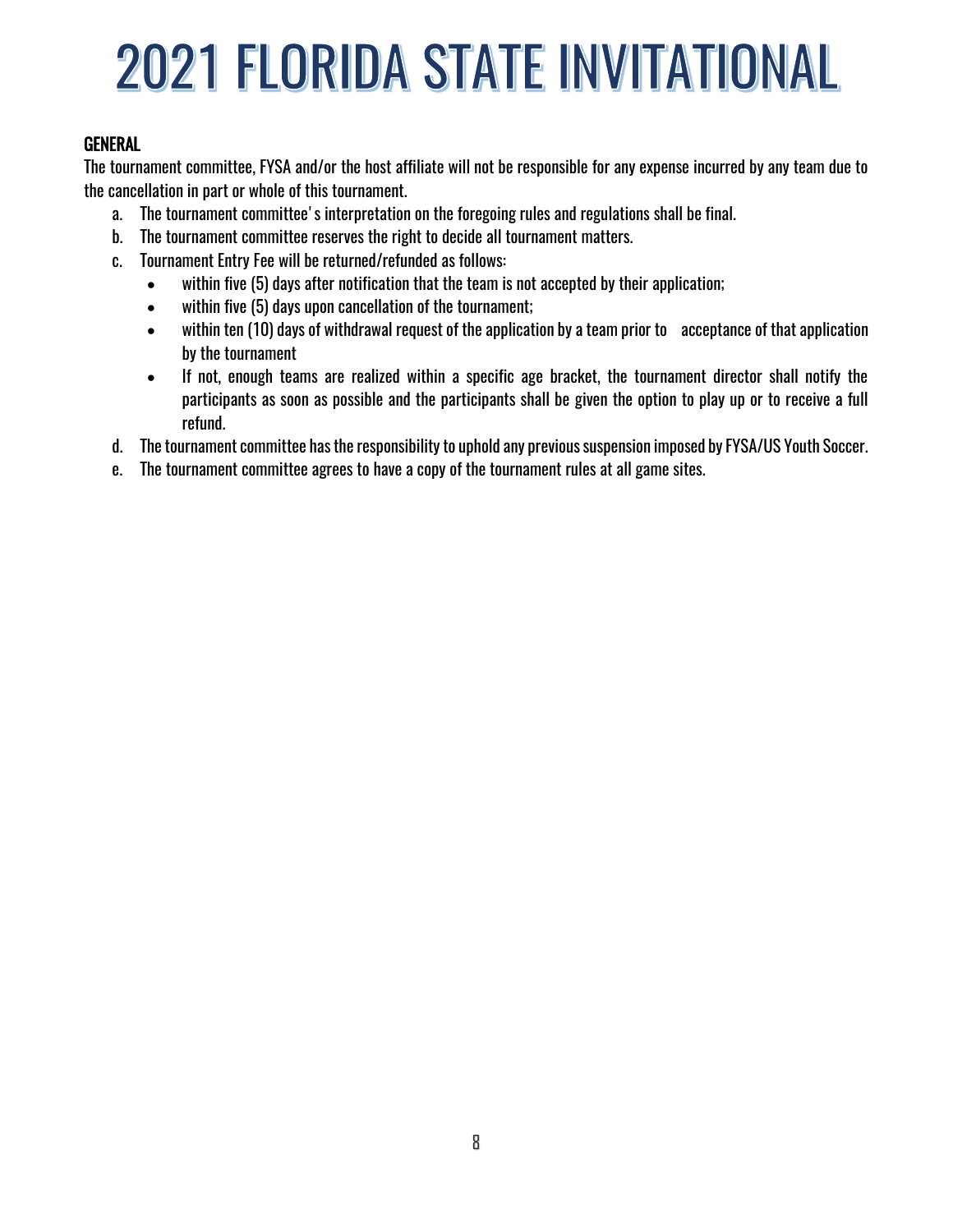# 2021 FLORIDA STATE INVITATIONAL

**GENERAL**

The tournament committee, FYSA and/or the host affiliate will not be responsible for any expense incurred by any team due to the cancellation in part or whole of this tournament.

a. The tournament committee's interpretation on the foregoing rules and regulations shall be final.
b. The tournament committee reserves the right to decide all tournament matters.
c. Tournament Entry Fee will be returned/refunded as follows:
    - within five (5) days after notification that the team is not accepted by their application;
    - within five (5) days upon cancellation of the tournament;
    - within ten (10) days of withdrawal request of the application by a team prior to acceptance of that application by the tournament
    - If not, enough teams are realized within a specific age bracket, the tournament director shall notify the participants as soon as possible and the participants shall be given the option to play up or to receive a full refund.
d. The tournament committee has the responsibility to uphold any previous suspension imposed by FYSA/US Youth Soccer.
e. The tournament committee agrees to have a copy of the tournament rules at all game sites.